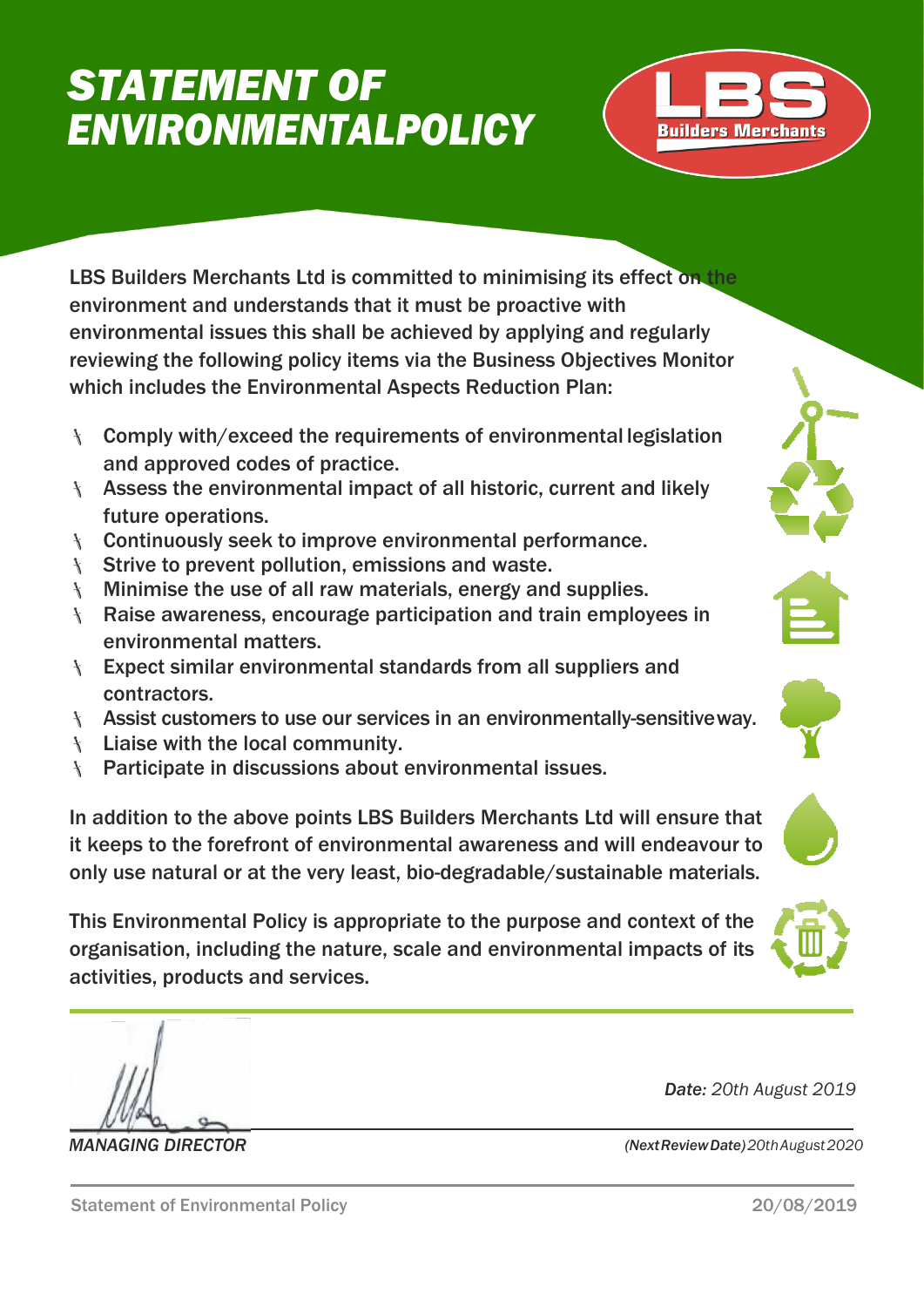# STATEMENT OF ENVIRONMENTALPOLICY

LBS Builders Merchants

LBS Builders Merchants Ltd is committed to minimising its effect on the environment and understands that it must be proactive with environmental issues this shall be achieved by applying and regularly reviewing the following policy items via the Business Objectives Monitor which includes the Environmental Aspects Reduction Plan:

- Comply with/exceed the requirements of environmental legislation and approved codes of practice.
- Assess the environmental impact of all historic, current and likely future operations.
- Continuously seek to improve environmental performance.
- Strive to prevent pollution, emissions and waste.
- Minimise the use of all raw materials, energy and supplies.
- Raise awareness, encourage participation and train employees in environmental matters.
- Expect similar environmental standards from all suppliers and contractors.
- Assist customers to use our services in an environmentally-sensitiveway.
- Liaise with the local community.
- Participate in discussions about environmental issues.

In addition to the above points LBS Builders Merchants Ltd will ensure that it keeps to the forefront of environmental awareness and will endeavour to only use natural or at the very least, bio-degradable/sustainable materials.

This Environmental Policy is appropriate to the purpose and context of the organisation, including the nature, scale and environmental impacts of its activities, products and services.

*MANAGING DIRECTOR*

***Date:*** *20th August 2019*

*(**NextReviewDate**) 20thAugust2020*

Statement of Environmental Policy 20/08/2019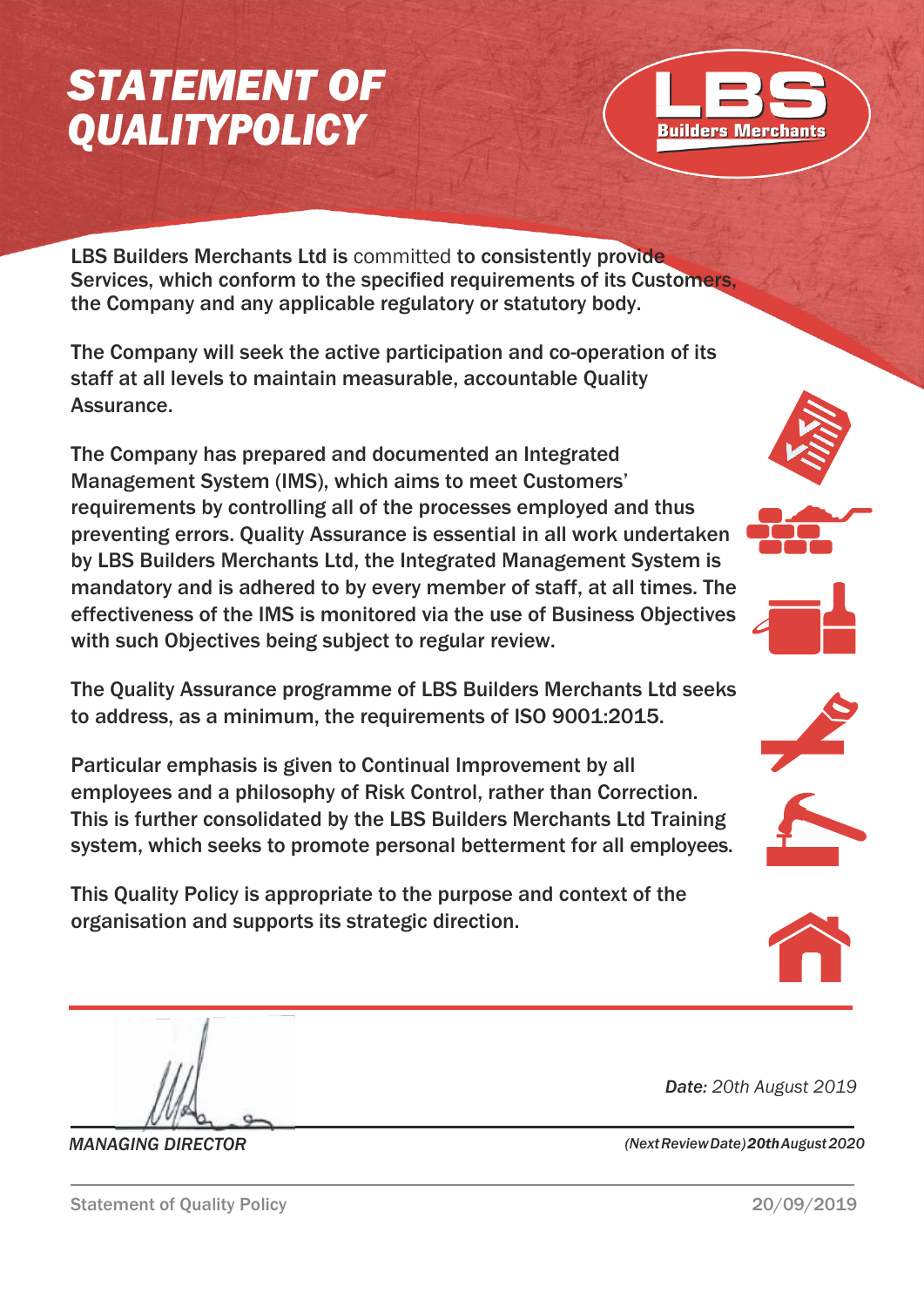# STATEMENT OF QUALITYPOLICY

LBS Builders Merchants

LBS Builders Merchants Ltd is committed to consistently provide Services, which conform to the specified requirements of its Customers, the Company and any applicable regulatory or statutory body.

The Company will seek the active participation and co-operation of its staff at all levels to maintain measurable, accountable Quality Assurance.

The Company has prepared and documented an Integrated Management System (IMS), which aims to meet Customers' requirements by controlling all of the processes employed and thus preventing errors. Quality Assurance is essential in all work undertaken by LBS Builders Merchants Ltd, the Integrated Management System is mandatory and is adhered to by every member of staff, at all times. The effectiveness of the IMS is monitored via the use of Business Objectives with such Objectives being subject to regular review.

The Quality Assurance programme of LBS Builders Merchants Ltd seeks to address, as a minimum, the requirements of ISO 9001:2015.

Particular emphasis is given to Continual Improvement by all employees and a philosophy of Risk Control, rather than Correction. This is further consolidated by the LBS Builders Merchants Ltd Training system, which seeks to promote personal betterment for all employees.

This Quality Policy is appropriate to the purpose and context of the organisation and supports its strategic direction.

***Date:*** *20th August 2019*

*MANAGING DIRECTOR*

*(Next Review Date)* ***20th*** *August 2020*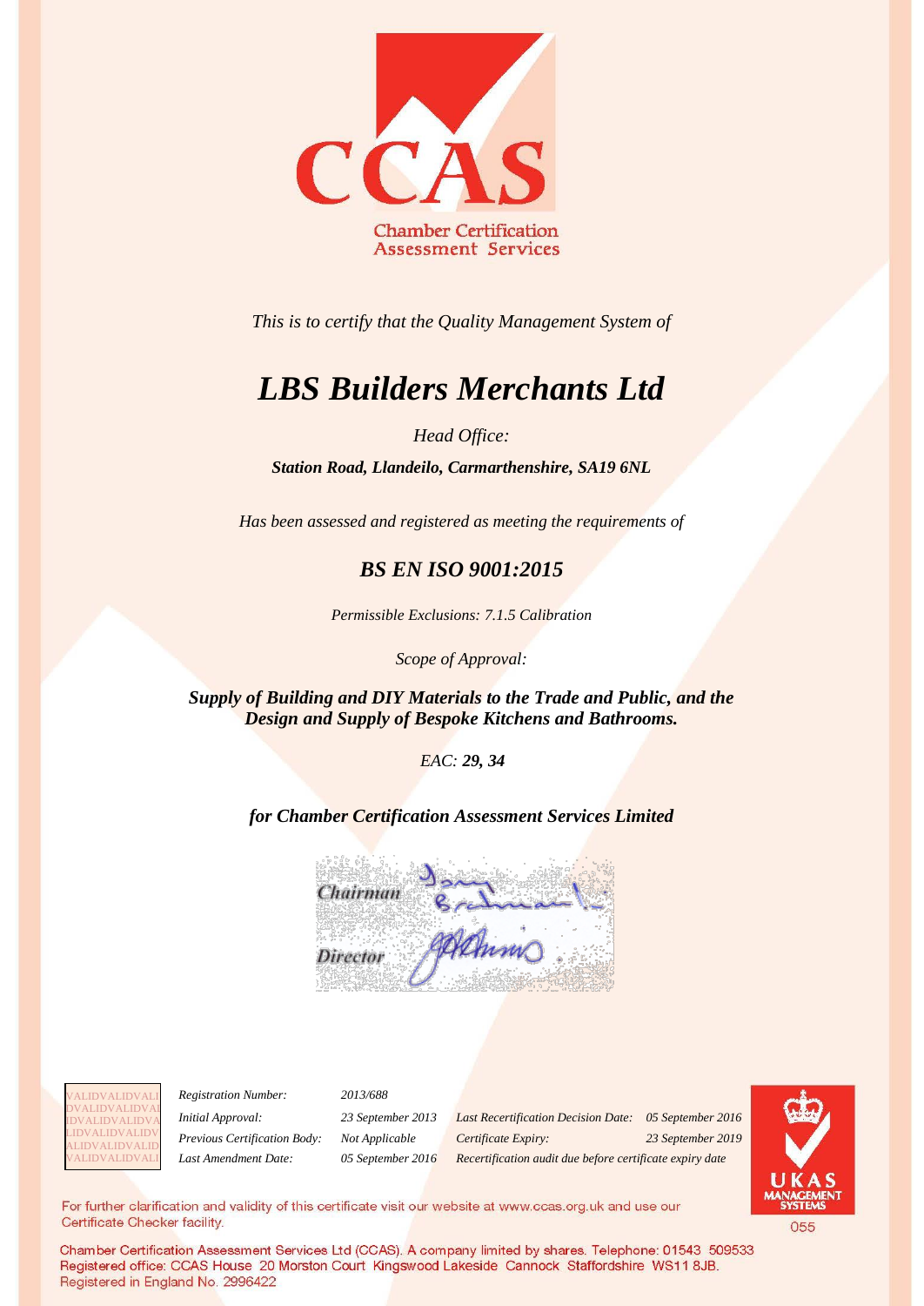CCAS

Chamber Certification Assessment Services

*This is to certify that the Quality Management System of*

# *LBS Builders Merchants Ltd*

*Head Office:*

***Station Road, Llandeilo, Carmarthenshire, SA19 6NL***

*Has been assessed and registered as meeting the requirements of*

## *BS EN ISO 9001:2015*

*Permissible Exclusions: 7.1.5 Calibration*

*Scope of Approval:*

***Supply of Building and DIY Materials to the Trade and Public, and the Design and Supply of Bespoke Kitchens and Bathrooms.***

*EAC:* ***29, 34***

***for Chamber Certification Assessment Services Limited***

Chairman

Director

| | | | |
|---|---|---|---|
| *Registration Number:* | *2013/688* | | |
| *Initial Approval:* | *23 September 2013* | *Last Recertification Decision Date:* | *05 September 2016* |
| *Previous Certification Body:* | *Not Applicable* | *Certificate Expiry:* | *23 September 2019* |
| *Last Amendment Date:* | *05 September 2016* | *Recertification audit due before certificate expiry date* | |

UKAS MANAGEMENT SYSTEMS 055

For further clarification and validity of this certificate visit our website at www.ccas.org.uk and use our Certificate Checker facility.

Chamber Certification Assessment Services Ltd (CCAS). A company limited by shares. Telephone: 01543 509533
Registered office: CCAS House 20 Morston Court Kingswood Lakeside Cannock Staffordshire WS11 8JB.
Registered in England No. 2996422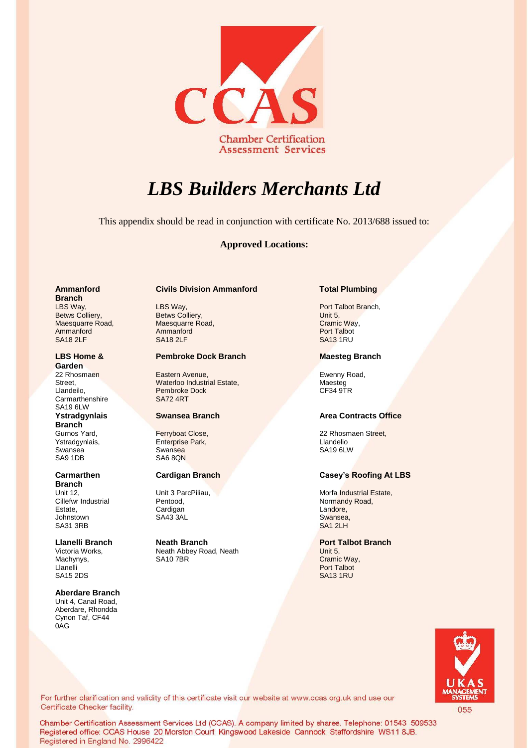CCAS

Chamber Certification Assessment Services

# *LBS Builders Merchants Ltd*

This appendix should be read in conjunction with certificate No. 2013/688 issued to:

**Approved Locations:**

**Ammanford Branch**
LBS Way,
Betws Colliery,
Maesquarre Road,
Ammanford
SA18 2LF

**LBS Home & Garden**
22 Rhosmaen Street,
Llandeilo,
Carmarthenshire
SA19 6LW

**Ystradgynlais Branch**
Gurnos Yard,
Ystradgynlais,
Swansea
SA9 1DB

**Carmarthen Branch**
Unit 12,
Cillefwr Industrial Estate,
Johnstown
SA31 3RB

**Llanelli Branch**
Victoria Works,
Machynys,
Llanelli
SA15 2DS

**Aberdare Branch**
Unit 4, Canal Road,
Aberdare, Rhondda Cynon Taf, CF44 0AG

**Civils Division Ammanford**
LBS Way,
Betws Colliery,
Maesquarre Road,
Ammanford
SA18 2LF

**Pembroke Dock Branch**
Eastern Avenue,
Waterloo Industrial Estate,
Pembroke Dock
SA72 4RT

**Swansea Branch**
Ferryboat Close,
Enterprise Park,
Swansea
SA6 8QN

**Cardigan Branch**
Unit 3 ParcPiliau,
Pentood,
Cardigan
SA43 3AL

**Neath Branch**
Neath Abbey Road, Neath
SA10 7BR

**Total Plumbing**
Port Talbot Branch,
Unit 5,
Cramic Way,
Port Talbot
SA13 1RU

**Maesteg Branch**
Ewenny Road,
Maesteg
CF34 9TR

**Area Contracts Office**
22 Rhosmaen Street,
Llandelio
SA19 6LW

**Casey's Roofing At LBS**
Morfa Industrial Estate,
Normandy Road,
Landore,
Swansea,
SA1 2LH

**Port Talbot Branch**
Unit 5,
Cramic Way,
Port Talbot
SA13 1RU

UKAS MANAGEMENT SYSTEMS
055

For further clarification and validity of this certificate visit our website at www.ccas.org.uk and use our Certificate Checker facility.

Chamber Certification Assessment Services Ltd (CCAS). A company limited by shares. Telephone: 01543 509533
Registered office: CCAS House 20 Morston Court Kingswood Lakeside Cannock Staffordshire WS11 8JB.
Registered in England No. 2996422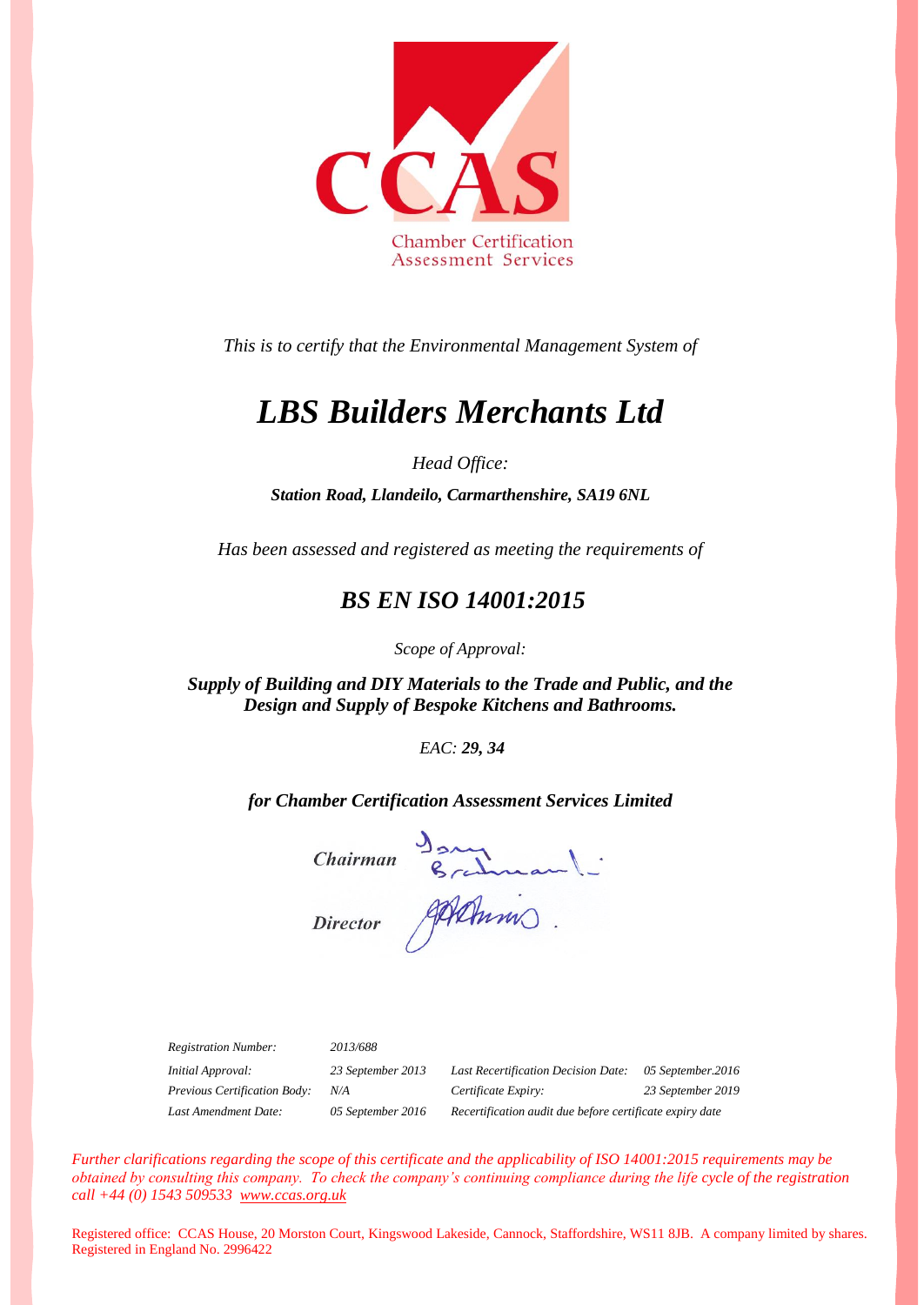CCAS

Chamber Certification Assessment Services

*This is to certify that the Environmental Management System of*

# *LBS Builders Merchants Ltd*

*Head Office:*

***Station Road, Llandeilo, Carmarthenshire, SA19 6NL***

*Has been assessed and registered as meeting the requirements of*

## *BS EN ISO 14001:2015*

*Scope of Approval:*

***Supply of Building and DIY Materials to the Trade and Public, and the Design and Supply of Bespoke Kitchens and Bathrooms.***

*EAC: **29, 34***

***for Chamber Certification Assessment Services Limited***

*Chairman*

*Director*

| | | | |
|---|---|---|---|
| *Registration Number:* | *2013/688* | | |
| *Initial Approval:* | *23 September 2013* | *Last Recertification Decision Date:* | *05 September.2016* |
| *Previous Certification Body:* | *N/A* | *Certificate Expiry:* | *23 September 2019* |
| *Last Amendment Date:* | *05 September 2016* | *Recertification audit due before certificate expiry date* | |

*Further clarifications regarding the scope of this certificate and the applicability of ISO 14001:2015 requirements may be obtained by consulting this company. To check the company's continuing compliance during the life cycle of the registration call +44 (0) 1543 509533 www.ccas.org.uk*

Registered office: CCAS House, 20 Morston Court, Kingswood Lakeside, Cannock, Staffordshire, WS11 8JB. A company limited by shares. Registered in England No. 2996422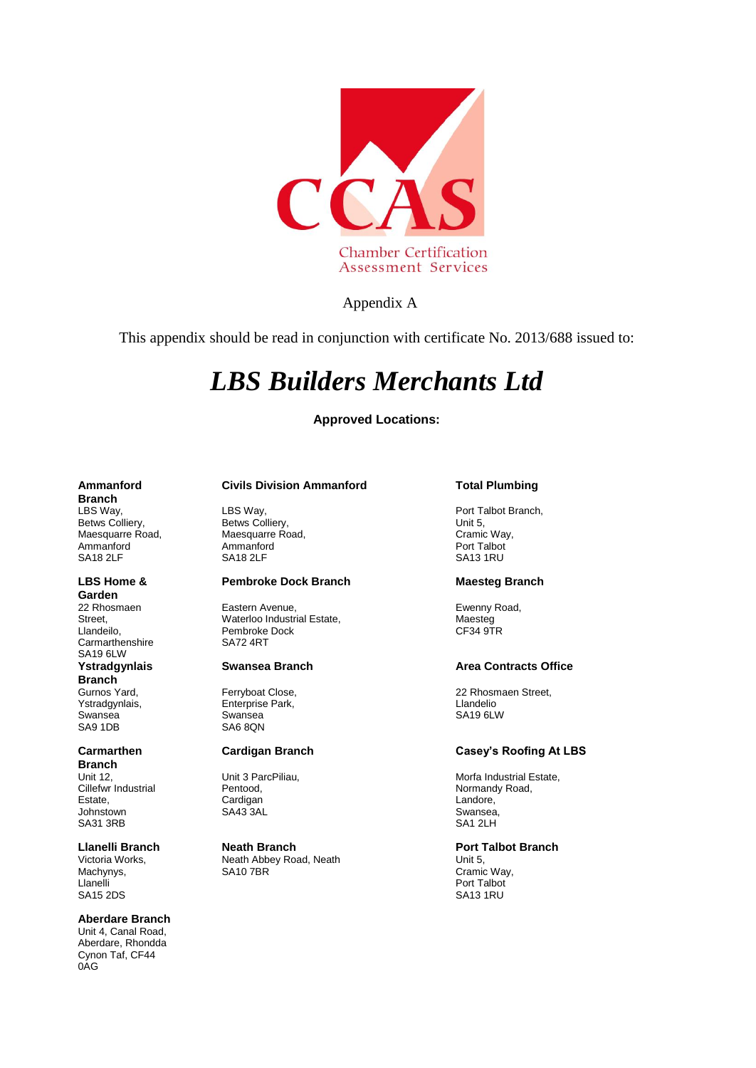CCAS

Chamber Certification Assessment Services

Appendix A

This appendix should be read in conjunction with certificate No. 2013/688 issued to:

# *LBS Builders Merchants Ltd*

**Approved Locations:**

**Ammanford Branch**
LBS Way,
Betws Colliery,
Maesquarre Road,
Ammanford
SA18 2LF

**LBS Home & Garden**
22 Rhosmaen Street,
Llandeilo,
Carmarthenshire
SA19 6LW

**Ystradgynlais Branch**
Gurnos Yard,
Ystradgynlais,
Swansea
SA9 1DB

**Carmarthen Branch**
Unit 12,
Cillefwr Industrial Estate,
Johnstown
SA31 3RB

**Llanelli Branch**
Victoria Works,
Machynys,
Llanelli
SA15 2DS

**Aberdare Branch**
Unit 4, Canal Road,
Aberdare, Rhondda Cynon Taf, CF44 0AG

**Civils Division Ammanford**
LBS Way,
Betws Colliery,
Maesquarre Road,
Ammanford
SA18 2LF

**Pembroke Dock Branch**
Eastern Avenue,
Waterloo Industrial Estate,
Pembroke Dock
SA72 4RT

**Swansea Branch**
Ferryboat Close,
Enterprise Park,
Swansea
SA6 8QN

**Cardigan Branch**
Unit 3 ParcPiliau,
Pentood,
Cardigan
SA43 3AL

**Neath Branch**
Neath Abbey Road, Neath
SA10 7BR

**Total Plumbing**
Port Talbot Branch,
Unit 5,
Cramic Way,
Port Talbot
SA13 1RU

**Maesteg Branch**
Ewenny Road,
Maesteg
CF34 9TR

**Area Contracts Office**
22 Rhosmaen Street,
Llandelio
SA19 6LW

**Casey's Roofing At LBS**
Morfa Industrial Estate,
Normandy Road,
Landore,
Swansea,
SA1 2LH

**Port Talbot Branch**
Unit 5,
Cramic Way,
Port Talbot
SA13 1RU